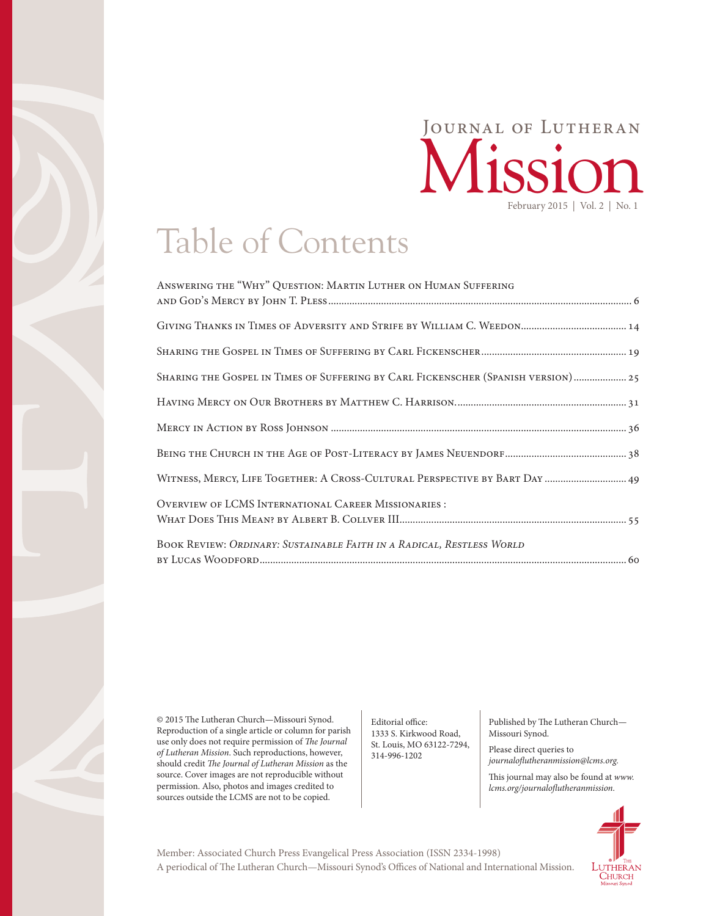# Journal of Lutheran Mission

February 2015 | Vol. 2 | No. 1

## Table of Contents

Answering the "Why" Question: Martin Luther on Human Suffering and God's Mercy by John T. Pless .......... 6

Giving Thanks in Times of Adversity and Strife by William C. Weedon .......... 14

Sharing the Gospel in Times of Suffering by Carl Fickenscher .......... 19

Sharing the Gospel in Times of Suffering by Carl Fickenscher (Spanish version) .......... 25

Having Mercy on Our Brothers by Matthew C. Harrison .......... 31

Mercy in Action by Ross Johnson .......... 36

Being the Church in the Age of Post-Literacy by James Neuendorf .......... 38

Witness, Mercy, Life Together: A Cross-Cultural Perspective by Bart Day .......... 49

Overview of LCMS International Career Missionaries : What Does This Mean? by Albert B. Collver III .......... 55

Book Review: *Ordinary: Sustainable Faith in a Radical, Restless World* by Lucas Woodford .......... 60

© 2015 The Lutheran Church—Missouri Synod. Reproduction of a single article or column for parish use only does not require permission of *The Journal of Lutheran Mission*. Such reproductions, however, should credit *The Journal of Lutheran Mission* as the source. Cover images are not reproducible without permission. Also, photos and images credited to sources outside the LCMS are not to be copied.

Editorial office:
1333 S. Kirkwood Road,
St. Louis, MO 63122-7294,
314-996-1202

Published by The Lutheran Church—Missouri Synod.

Please direct queries to *journaloflutheranmission@lcms.org.*

This journal may also be found at *www.lcms.org/journaloflutheranmission.*

Member: Associated Church Press Evangelical Press Association (ISSN 2334-1998)
A periodical of The Lutheran Church—Missouri Synod's Offices of National and International Mission.

The Lutheran Church Missouri Synod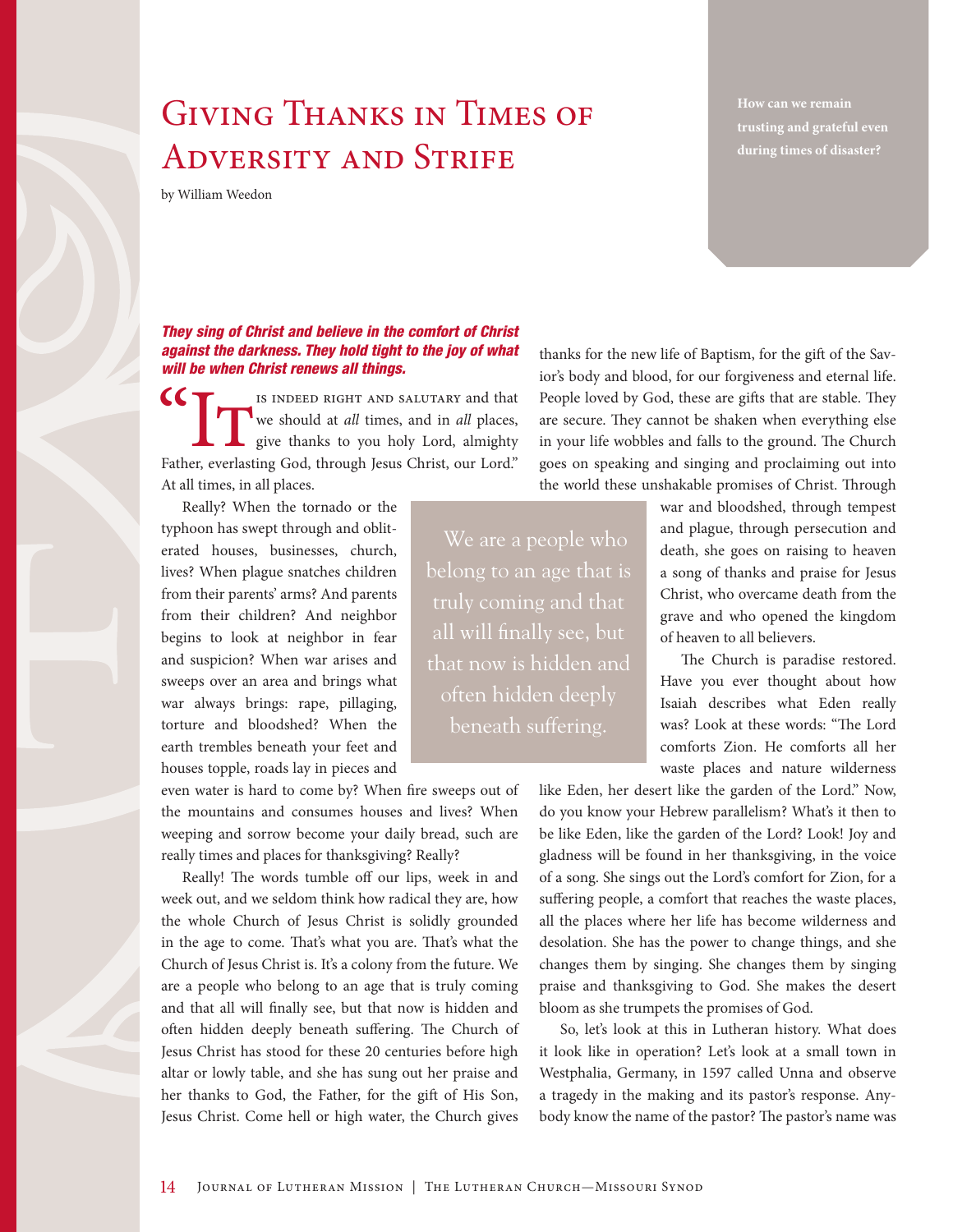# Giving Thanks in Times of Adversity and Strife

by William Weedon

How can we remain trusting and grateful even during times of disaster?

***They sing of Christ and believe in the comfort of Christ against the darkness. They hold tight to the joy of what will be when Christ renews all things.***

"It is indeed right and salutary and that we should at *all* times, and in *all* places, give thanks to you holy Lord, almighty Father, everlasting God, through Jesus Christ, our Lord." At all times, in all places.

Really? When the tornado or the typhoon has swept through and obliterated houses, businesses, church, lives? When plague snatches children from their parents' arms? And parents from their children? And neighbor begins to look at neighbor in fear and suspicion? When war arises and sweeps over an area and brings what war always brings: rape, pillaging, torture and bloodshed? When the earth trembles beneath your feet and houses topple, roads lay in pieces and even water is hard to come by? When fire sweeps out of the mountains and consumes houses and lives? When weeping and sorrow become your daily bread, such are really times and places for thanksgiving? Really?

Really! The words tumble off our lips, week in and week out, and we seldom think how radical they are, how the whole Church of Jesus Christ is solidly grounded in the age to come. That's what you are. That's what the Church of Jesus Christ is. It's a colony from the future. We are a people who belong to an age that is truly coming and that all will finally see, but that now is hidden and often hidden deeply beneath suffering. The Church of Jesus Christ has stood for these 20 centuries before high altar or lowly table, and she has sung out her praise and her thanks to God, the Father, for the gift of His Son, Jesus Christ. Come hell or high water, the Church gives thanks for the new life of Baptism, for the gift of the Savior's body and blood, for our forgiveness and eternal life. People loved by God, these are gifts that are stable. They are secure. They cannot be shaken when everything else in your life wobbles and falls to the ground. The Church goes on speaking and singing and proclaiming out into the world these unshakable promises of Christ. Through war and bloodshed, through tempest and plague, through persecution and death, she goes on raising to heaven a song of thanks and praise for Jesus Christ, who overcame death from the grave and who opened the kingdom of heaven to all believers.

> We are a people who belong to an age that is truly coming and that all will finally see, but that now is hidden and often hidden deeply beneath suffering.

The Church is paradise restored. Have you ever thought about how Isaiah describes what Eden really was? Look at these words: "The Lord comforts Zion. He comforts all her waste places and nature wilderness like Eden, her desert like the garden of the Lord." Now, do you know your Hebrew parallelism? What's it then to be like Eden, like the garden of the Lord? Look! Joy and gladness will be found in her thanksgiving, in the voice of a song. She sings out the Lord's comfort for Zion, for a suffering people, a comfort that reaches the waste places, all the places where her life has become wilderness and desolation. She has the power to change things, and she changes them by singing. She changes them by singing praise and thanksgiving to God. She makes the desert bloom as she trumpets the promises of God.

So, let's look at this in Lutheran history. What does it look like in operation? Let's look at a small town in Westphalia, Germany, in 1597 called Unna and observe a tragedy in the making and its pastor's response. Anybody know the name of the pastor? The pastor's name was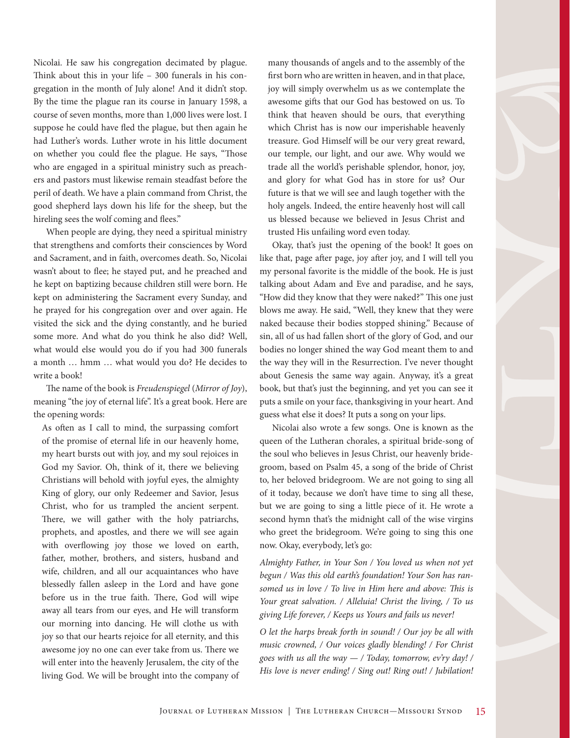Nicolai. He saw his congregation decimated by plague. Think about this in your life – 300 funerals in his congregation in the month of July alone! And it didn't stop. By the time the plague ran its course in January 1598, a course of seven months, more than 1,000 lives were lost. I suppose he could have fled the plague, but then again he had Luther's words. Luther wrote in his little document on whether you could flee the plague. He says, "Those who are engaged in a spiritual ministry such as preachers and pastors must likewise remain steadfast before the peril of death. We have a plain command from Christ, the good shepherd lays down his life for the sheep, but the hireling sees the wolf coming and flees."

When people are dying, they need a spiritual ministry that strengthens and comforts their consciences by Word and Sacrament, and in faith, overcomes death. So, Nicolai wasn't about to flee; he stayed put, and he preached and he kept on baptizing because children still were born. He kept on administering the Sacrament every Sunday, and he prayed for his congregation over and over again. He visited the sick and the dying constantly, and he buried some more. And what do you think he also did? Well, what would else would you do if you had 300 funerals a month … hmm … what would you do? He decides to write a book!

The name of the book is *Freudenspiegel* (*Mirror of Joy*), meaning "the joy of eternal life". It's a great book. Here are the opening words:

> As often as I call to mind, the surpassing comfort of the promise of eternal life in our heavenly home, my heart bursts out with joy, and my soul rejoices in God my Savior. Oh, think of it, there we believing Christians will behold with joyful eyes, the almighty King of glory, our only Redeemer and Savior, Jesus Christ, who for us trampled the ancient serpent. There, we will gather with the holy patriarchs, prophets, and apostles, and there we will see again with overflowing joy those we loved on earth, father, mother, brothers, and sisters, husband and wife, children, and all our acquaintances who have blessedly fallen asleep in the Lord and have gone before us in the true faith. There, God will wipe away all tears from our eyes, and He will transform our morning into dancing. He will clothe us with joy so that our hearts rejoice for all eternity, and this awesome joy no one can ever take from us. There we will enter into the heavenly Jerusalem, the city of the living God. We will be brought into the company of many thousands of angels and to the assembly of the first born who are written in heaven, and in that place, joy will simply overwhelm us as we contemplate the awesome gifts that our God has bestowed on us. To think that heaven should be ours, that everything which Christ has is now our imperishable heavenly treasure. God Himself will be our very great reward, our temple, our light, and our awe. Why would we trade all the world's perishable splendor, honor, joy, and glory for what God has in store for us? Our future is that we will see and laugh together with the holy angels. Indeed, the entire heavenly host will call us blessed because we believed in Jesus Christ and trusted His unfailing word even today.

Okay, that's just the opening of the book! It goes on like that, page after page, joy after joy, and I will tell you my personal favorite is the middle of the book. He is just talking about Adam and Eve and paradise, and he says, "How did they know that they were naked?" This one just blows me away. He said, "Well, they knew that they were naked because their bodies stopped shining." Because of sin, all of us had fallen short of the glory of God, and our bodies no longer shined the way God meant them to and the way they will in the Resurrection. I've never thought about Genesis the same way again. Anyway, it's a great book, but that's just the beginning, and yet you can see it puts a smile on your face, thanksgiving in your heart. And guess what else it does? It puts a song on your lips.

Nicolai also wrote a few songs. One is known as the queen of the Lutheran chorales, a spiritual bride-song of the soul who believes in Jesus Christ, our heavenly bridegroom, based on Psalm 45, a song of the bride of Christ to, her beloved bridegroom. We are not going to sing all of it today, because we don't have time to sing all these, but we are going to sing a little piece of it. He wrote a second hymn that's the midnight call of the wise virgins who greet the bridegroom. We're going to sing this one now. Okay, everybody, let's go:

*Almighty Father, in Your Son / You loved us when not yet begun / Was this old earth's foundation! Your Son has ransomed us in love / To live in Him here and above: This is Your great salvation. / Alleluia! Christ the living, / To us giving Life forever, / Keeps us Yours and fails us never!*

*O let the harps break forth in sound! / Our joy be all with music crowned, / Our voices gladly blending! / For Christ goes with us all the way — / Today, tomorrow, ev'ry day! / His love is never ending! / Sing out! Ring out! / Jubilation!*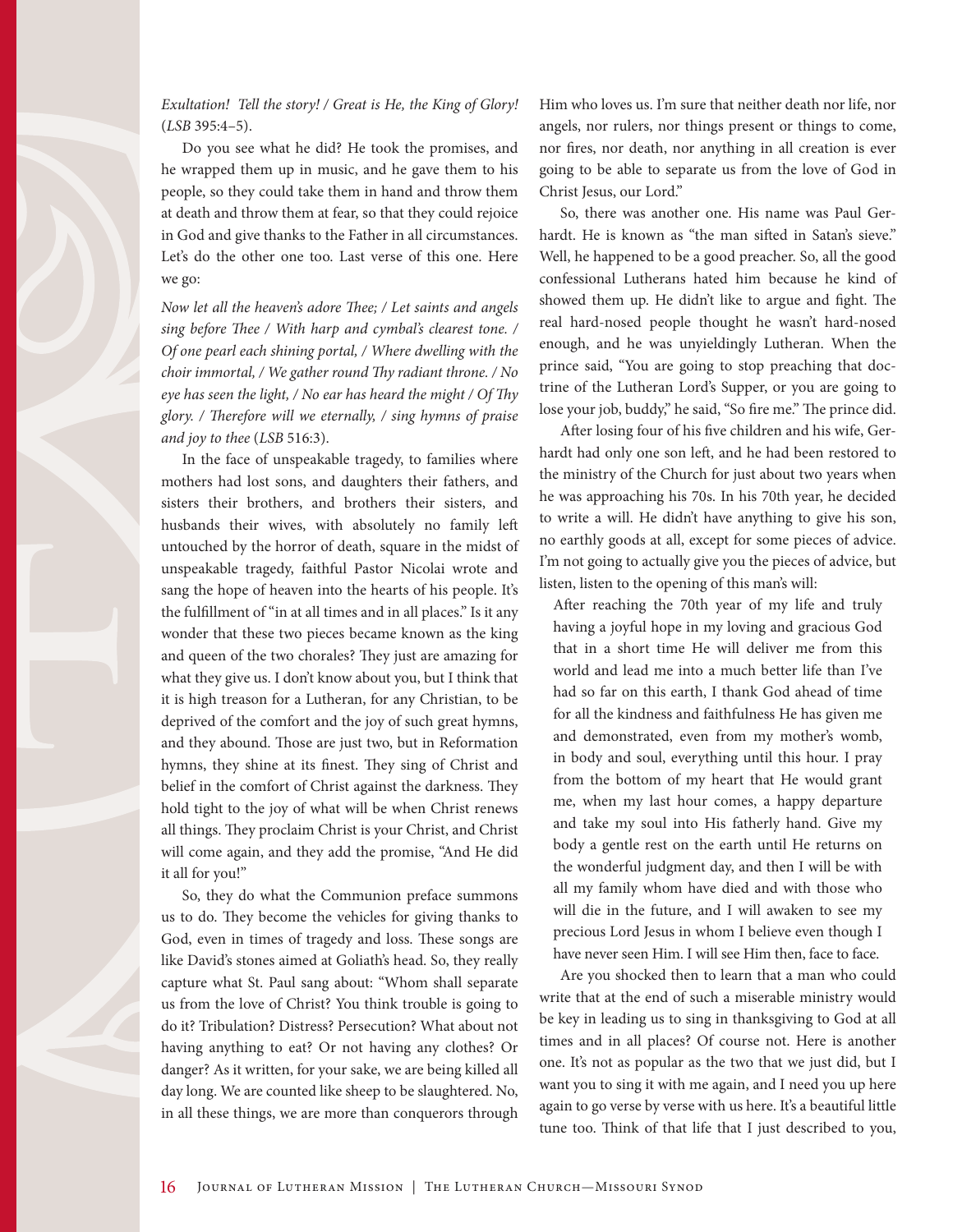*Exultation! Tell the story! / Great is He, the King of Glory!* (*LSB* 395:4–5).

Do you see what he did? He took the promises, and he wrapped them up in music, and he gave them to his people, so they could take them in hand and throw them at death and throw them at fear, so that they could rejoice in God and give thanks to the Father in all circumstances. Let's do the other one too. Last verse of this one. Here we go:

*Now let all the heaven's adore Thee; / Let saints and angels sing before Thee / With harp and cymbal's clearest tone. / Of one pearl each shining portal, / Where dwelling with the choir immortal, / We gather round Thy radiant throne. / No eye has seen the light, / No ear has heard the might / Of Thy glory. / Therefore will we eternally, / sing hymns of praise and joy to thee* (*LSB* 516:3).

In the face of unspeakable tragedy, to families where mothers had lost sons, and daughters their fathers, and sisters their brothers, and brothers their sisters, and husbands their wives, with absolutely no family left untouched by the horror of death, square in the midst of unspeakable tragedy, faithful Pastor Nicolai wrote and sang the hope of heaven into the hearts of his people. It's the fulfillment of "in at all times and in all places." Is it any wonder that these two pieces became known as the king and queen of the two chorales? They just are amazing for what they give us. I don't know about you, but I think that it is high treason for a Lutheran, for any Christian, to be deprived of the comfort and the joy of such great hymns, and they abound. Those are just two, but in Reformation hymns, they shine at its finest. They sing of Christ and belief in the comfort of Christ against the darkness. They hold tight to the joy of what will be when Christ renews all things. They proclaim Christ is your Christ, and Christ will come again, and they add the promise, "And He did it all for you!"

So, they do what the Communion preface summons us to do. They become the vehicles for giving thanks to God, even in times of tragedy and loss. These songs are like David's stones aimed at Goliath's head. So, they really capture what St. Paul sang about: "Whom shall separate us from the love of Christ? You think trouble is going to do it? Tribulation? Distress? Persecution? What about not having anything to eat? Or not having any clothes? Or danger? As it written, for your sake, we are being killed all day long. We are counted like sheep to be slaughtered. No, in all these things, we are more than conquerors through Him who loves us. I'm sure that neither death nor life, nor angels, nor rulers, nor things present or things to come, nor fires, nor death, nor anything in all creation is ever going to be able to separate us from the love of God in Christ Jesus, our Lord."

So, there was another one. His name was Paul Gerhardt. He is known as "the man sifted in Satan's sieve." Well, he happened to be a good preacher. So, all the good confessional Lutherans hated him because he kind of showed them up. He didn't like to argue and fight. The real hard-nosed people thought he wasn't hard-nosed enough, and he was unyieldingly Lutheran. When the prince said, "You are going to stop preaching that doctrine of the Lutheran Lord's Supper, or you are going to lose your job, buddy," he said, "So fire me." The prince did.

After losing four of his five children and his wife, Gerhardt had only one son left, and he had been restored to the ministry of the Church for just about two years when he was approaching his 70s. In his 70th year, he decided to write a will. He didn't have anything to give his son, no earthly goods at all, except for some pieces of advice. I'm not going to actually give you the pieces of advice, but listen, listen to the opening of this man's will:

> After reaching the 70th year of my life and truly having a joyful hope in my loving and gracious God that in a short time He will deliver me from this world and lead me into a much better life than I've had so far on this earth, I thank God ahead of time for all the kindness and faithfulness He has given me and demonstrated, even from my mother's womb, in body and soul, everything until this hour. I pray from the bottom of my heart that He would grant me, when my last hour comes, a happy departure and take my soul into His fatherly hand. Give my body a gentle rest on the earth until He returns on the wonderful judgment day, and then I will be with all my family whom have died and with those who will die in the future, and I will awaken to see my precious Lord Jesus in whom I believe even though I have never seen Him. I will see Him then, face to face.

Are you shocked then to learn that a man who could write that at the end of such a miserable ministry would be key in leading us to sing in thanksgiving to God at all times and in all places? Of course not. Here is another one. It's not as popular as the two that we just did, but I want you to sing it with me again, and I need you up here again to go verse by verse with us here. It's a beautiful little tune too. Think of that life that I just described to you,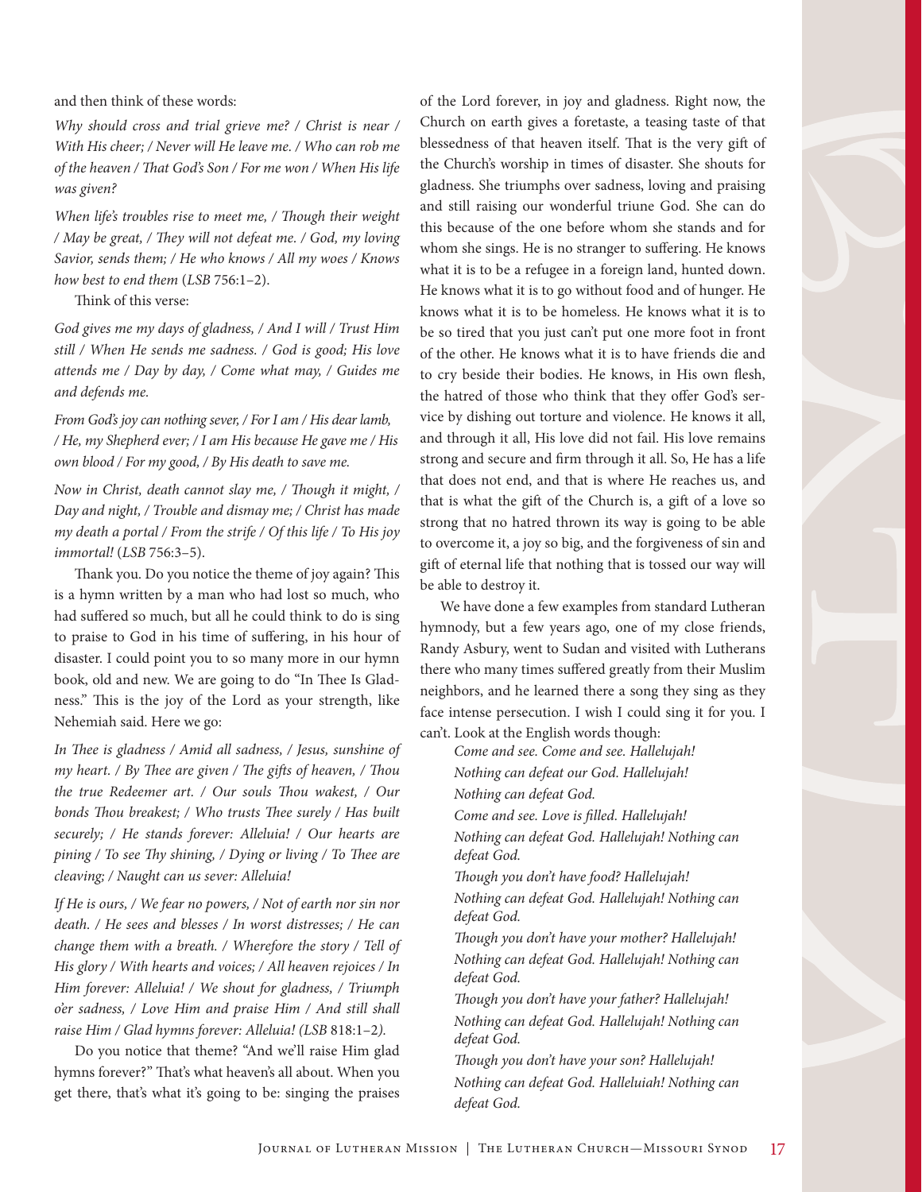and then think of these words:

*Why should cross and trial grieve me? / Christ is near / With His cheer; / Never will He leave me. / Who can rob me of the heaven / That God's Son / For me won / When His life was given?*

*When life's troubles rise to meet me, / Though their weight / May be great, / They will not defeat me. / God, my loving Savior, sends them; / He who knows / All my woes / Knows how best to end them* (*LSB* 756:1–2).

Think of this verse:

*God gives me my days of gladness, / And I will / Trust Him still / When He sends me sadness. / God is good; His love attends me / Day by day, / Come what may, / Guides me and defends me.*

*From God's joy can nothing sever, / For I am / His dear lamb, / He, my Shepherd ever; / I am His because He gave me / His own blood / For my good, / By His death to save me.*

*Now in Christ, death cannot slay me, / Though it might, / Day and night, / Trouble and dismay me; / Christ has made my death a portal / From the strife / Of this life / To His joy immortal!* (*LSB* 756:3–5).

Thank you. Do you notice the theme of joy again? This is a hymn written by a man who had lost so much, who had suffered so much, but all he could think to do is sing to praise to God in his time of suffering, in his hour of disaster. I could point you to so many more in our hymn book, old and new. We are going to do "In Thee Is Gladness." This is the joy of the Lord as your strength, like Nehemiah said. Here we go:

*In Thee is gladness / Amid all sadness, / Jesus, sunshine of my heart. / By Thee are given / The gifts of heaven, / Thou the true Redeemer art. / Our souls Thou wakest, / Our bonds Thou breakest; / Who trusts Thee surely / Has built securely; / He stands forever: Alleluia! / Our hearts are pining / To see Thy shining, / Dying or living / To Thee are cleaving; / Naught can us sever: Alleluia!*

*If He is ours, / We fear no powers, / Not of earth nor sin nor death. / He sees and blesses / In worst distresses; / He can change them with a breath. / Wherefore the story / Tell of His glory / With hearts and voices; / All heaven rejoices / In Him forever: Alleluia! / We shout for gladness, / Triumph o'er sadness, / Love Him and praise Him / And still shall raise Him / Glad hymns forever: Alleluia! (LSB* 818:1–2*).*

Do you notice that theme? "And we'll raise Him glad hymns forever?" That's what heaven's all about. When you get there, that's what it's going to be: singing the praises of the Lord forever, in joy and gladness. Right now, the Church on earth gives a foretaste, a teasing taste of that blessedness of that heaven itself. That is the very gift of the Church's worship in times of disaster. She shouts for gladness. She triumphs over sadness, loving and praising and still raising our wonderful triune God. She can do this because of the one before whom she stands and for whom she sings. He is no stranger to suffering. He knows what it is to be a refugee in a foreign land, hunted down. He knows what it is to go without food and of hunger. He knows what it is to be homeless. He knows what it is to be so tired that you just can't put one more foot in front of the other. He knows what it is to have friends die and to cry beside their bodies. He knows, in His own flesh, the hatred of those who think that they offer God's service by dishing out torture and violence. He knows it all, and through it all, His love did not fail. His love remains strong and secure and firm through it all. So, He has a life that does not end, and that is where He reaches us, and that is what the gift of the Church is, a gift of a love so strong that no hatred thrown its way is going to be able to overcome it, a joy so big, and the forgiveness of sin and gift of eternal life that nothing that is tossed our way will be able to destroy it.

We have done a few examples from standard Lutheran hymnody, but a few years ago, one of my close friends, Randy Asbury, went to Sudan and visited with Lutherans there who many times suffered greatly from their Muslim neighbors, and he learned there a song they sing as they face intense persecution. I wish I could sing it for you. I can't. Look at the English words though:

> *Come and see. Come and see. Hallelujah!*
> *Nothing can defeat our God. Hallelujah!*
> *Nothing can defeat God.*
> *Come and see. Love is filled. Hallelujah!*
> *Nothing can defeat God. Hallelujah! Nothing can defeat God.*
> *Though you don't have food? Hallelujah!*
> *Nothing can defeat God. Hallelujah! Nothing can defeat God.*
> *Though you don't have your mother? Hallelujah!*
> *Nothing can defeat God. Hallelujah! Nothing can defeat God.*
> *Though you don't have your father? Hallelujah!*
> *Nothing can defeat God. Hallelujah! Nothing can defeat God.*
> *Though you don't have your son? Hallelujah!*
> *Nothing can defeat God. Halleluiah! Nothing can defeat God.*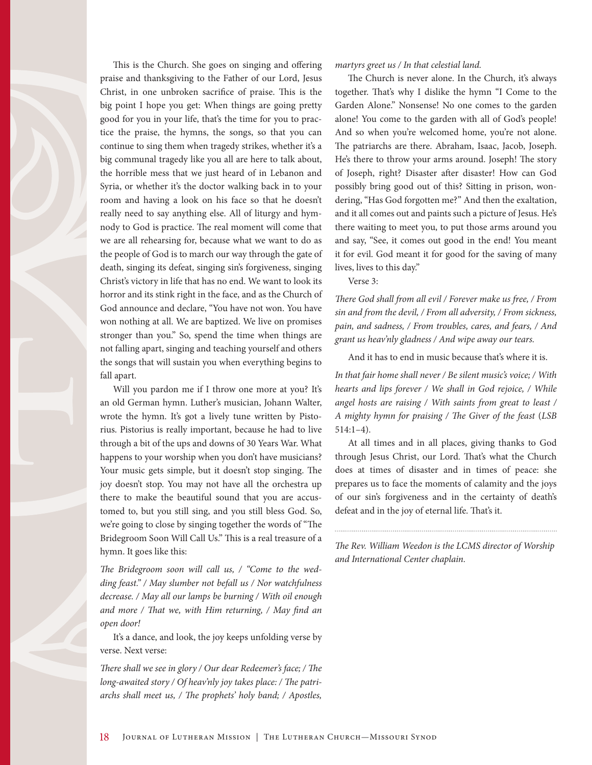This is the Church. She goes on singing and offering praise and thanksgiving to the Father of our Lord, Jesus Christ, in one unbroken sacrifice of praise. This is the big point I hope you get: When things are going pretty good for you in your life, that's the time for you to practice the praise, the hymns, the songs, so that you can continue to sing them when tragedy strikes, whether it's a big communal tragedy like you all are here to talk about, the horrible mess that we just heard of in Lebanon and Syria, or whether it's the doctor walking back in to your room and having a look on his face so that he doesn't really need to say anything else. All of liturgy and hymnody to God is practice. The real moment will come that we are all rehearsing for, because what we want to do as the people of God is to march our way through the gate of death, singing its defeat, singing sin's forgiveness, singing Christ's victory in life that has no end. We want to look its horror and its stink right in the face, and as the Church of God announce and declare, "You have not won. You have won nothing at all. We are baptized. We live on promises stronger than you." So, spend the time when things are not falling apart, singing and teaching yourself and others the songs that will sustain you when everything begins to fall apart.

Will you pardon me if I throw one more at you? It's an old German hymn. Luther's musician, Johann Walter, wrote the hymn. It's got a lively tune written by Pistorius. Pistorius is really important, because he had to live through a bit of the ups and downs of 30 Years War. What happens to your worship when you don't have musicians? Your music gets simple, but it doesn't stop singing. The joy doesn't stop. You may not have all the orchestra up there to make the beautiful sound that you are accustomed to, but you still sing, and you still bless God. So, we're going to close by singing together the words of "The Bridegroom Soon Will Call Us." This is a real treasure of a hymn. It goes like this:

*The Bridegroom soon will call us, / "Come to the wedding feast." / May slumber not befall us / Nor watchfulness decrease. / May all our lamps be burning / With oil enough and more / That we, with Him returning, / May find an open door!*

It's a dance, and look, the joy keeps unfolding verse by verse. Next verse:

*There shall we see in glory / Our dear Redeemer's face; / The long-awaited story / Of heav'nly joy takes place: / The patriarchs shall meet us, / The prophets' holy band; / Apostles, martyrs greet us / In that celestial land.*

The Church is never alone. In the Church, it's always together. That's why I dislike the hymn "I Come to the Garden Alone." Nonsense! No one comes to the garden alone! You come to the garden with all of God's people! And so when you're welcomed home, you're not alone. The patriarchs are there. Abraham, Isaac, Jacob, Joseph. He's there to throw your arms around. Joseph! The story of Joseph, right? Disaster after disaster! How can God possibly bring good out of this? Sitting in prison, wondering, "Has God forgotten me?" And then the exaltation, and it all comes out and paints such a picture of Jesus. He's there waiting to meet you, to put those arms around you and say, "See, it comes out good in the end! You meant it for evil. God meant it for good for the saving of many lives, lives to this day."

Verse 3:

*There God shall from all evil / Forever make us free, / From sin and from the devil, / From all adversity, / From sickness, pain, and sadness, / From troubles, cares, and fears, / And grant us heav'nly gladness / And wipe away our tears.*

And it has to end in music because that's where it is.

*In that fair home shall never / Be silent music's voice; / With hearts and lips forever / We shall in God rejoice, / While angel hosts are raising / With saints from great to least / A mighty hymn for praising / The Giver of the feast* (*LSB* 514:1–4).

At all times and in all places, giving thanks to God through Jesus Christ, our Lord. That's what the Church does at times of disaster and in times of peace: she prepares us to face the moments of calamity and the joys of our sin's forgiveness and in the certainty of death's defeat and in the joy of eternal life. That's it.

---

*The Rev. William Weedon is the LCMS director of Worship and International Center chaplain.*